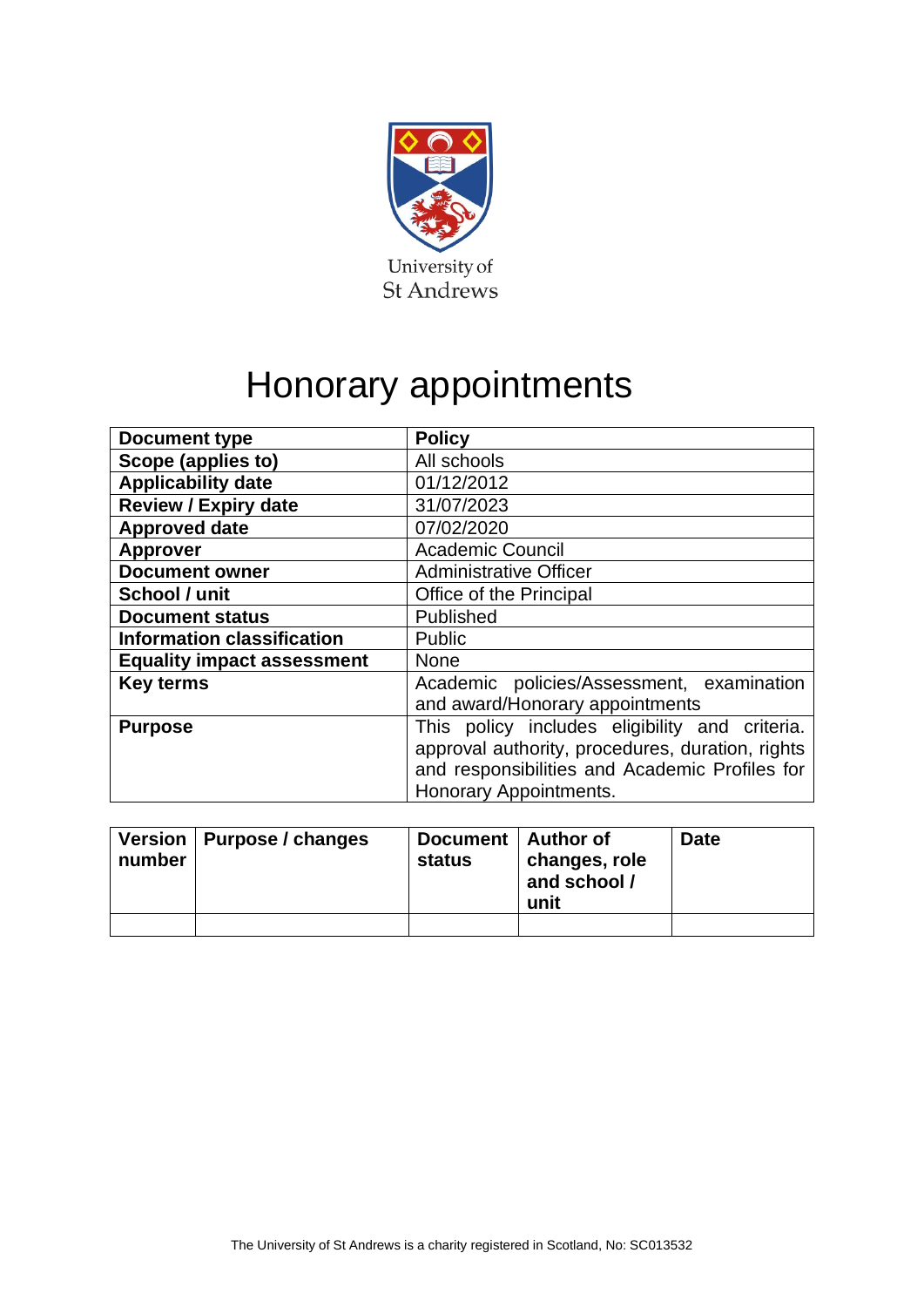University of
St Andrews

# Honorary appointments

| Document type | Policy |
|---|---|
| Scope (applies to) | All schools |
| Applicability date | 01/12/2012 |
| Review / Expiry date | 31/07/2023 |
| Approved date | 07/02/2020 |
| Approver | Academic Council |
| Document owner | Administrative Officer |
| School / unit | Office of the Principal |
| Document status | Published |
| Information classification | Public |
| Equality impact assessment | None |
| Key terms | Academic policies/Assessment, examination and award/Honorary appointments |
| Purpose | This policy includes eligibility and criteria. approval authority, procedures, duration, rights and responsibilities and Academic Profiles for Honorary Appointments. |

| Version number | Purpose / changes | Document status | Author of changes, role and school / unit | Date |
|---|---|---|---|---|
| | | | | |

The University of St Andrews is a charity registered in Scotland, No: SC013532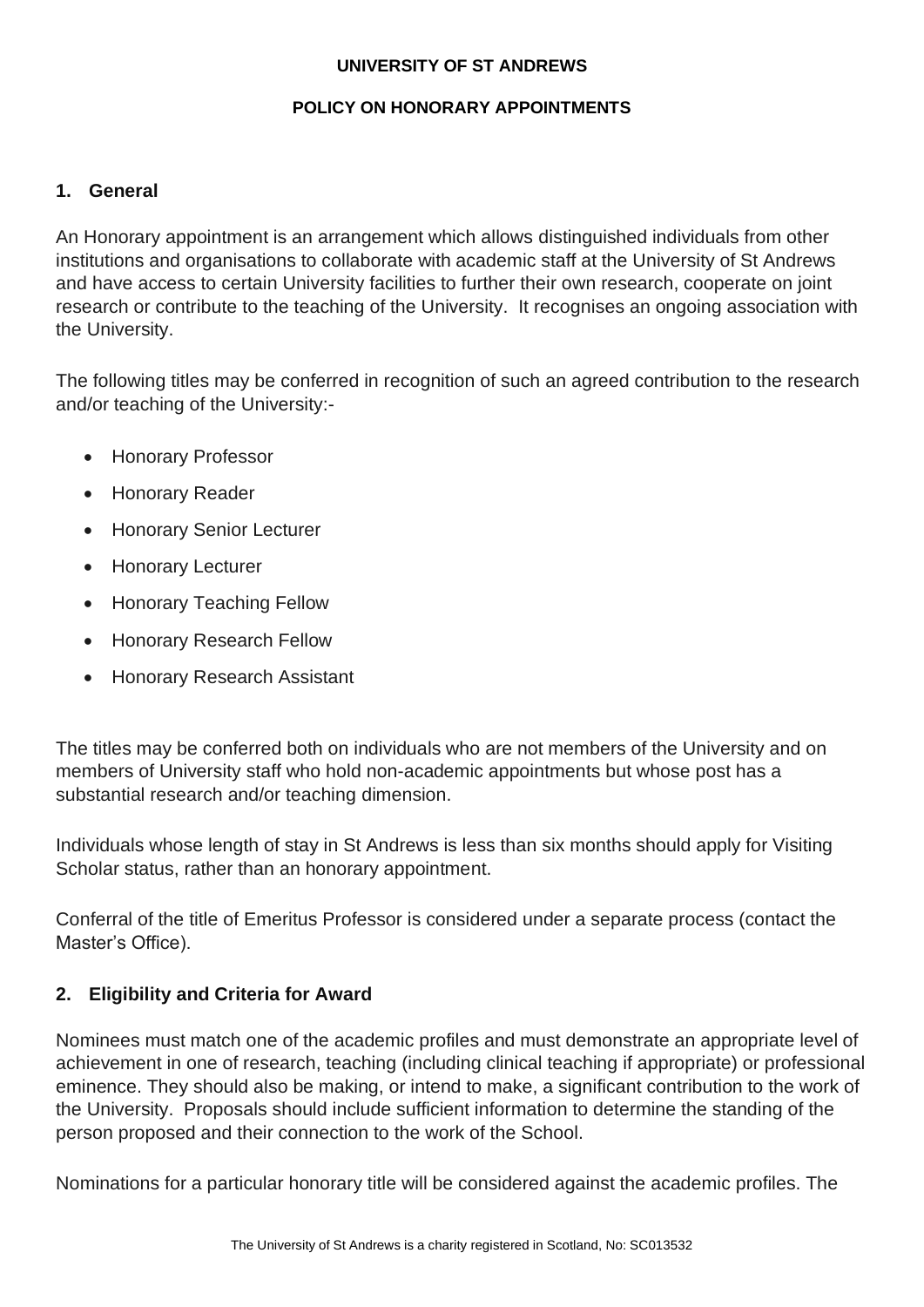**UNIVERSITY OF ST ANDREWS**

**POLICY ON HONORARY APPOINTMENTS**

## 1. General

An Honorary appointment is an arrangement which allows distinguished individuals from other institutions and organisations to collaborate with academic staff at the University of St Andrews and have access to certain University facilities to further their own research, cooperate on joint research or contribute to the teaching of the University. It recognises an ongoing association with the University.

The following titles may be conferred in recognition of such an agreed contribution to the research and/or teaching of the University:-

- Honorary Professor
- Honorary Reader
- Honorary Senior Lecturer
- Honorary Lecturer
- Honorary Teaching Fellow
- Honorary Research Fellow
- Honorary Research Assistant

The titles may be conferred both on individuals who are not members of the University and on members of University staff who hold non-academic appointments but whose post has a substantial research and/or teaching dimension.

Individuals whose length of stay in St Andrews is less than six months should apply for Visiting Scholar status, rather than an honorary appointment.

Conferral of the title of Emeritus Professor is considered under a separate process (contact the Master's Office).

## 2. Eligibility and Criteria for Award

Nominees must match one of the academic profiles and must demonstrate an appropriate level of achievement in one of research, teaching (including clinical teaching if appropriate) or professional eminence. They should also be making, or intend to make, a significant contribution to the work of the University. Proposals should include sufficient information to determine the standing of the person proposed and their connection to the work of the School.

Nominations for a particular honorary title will be considered against the academic profiles. The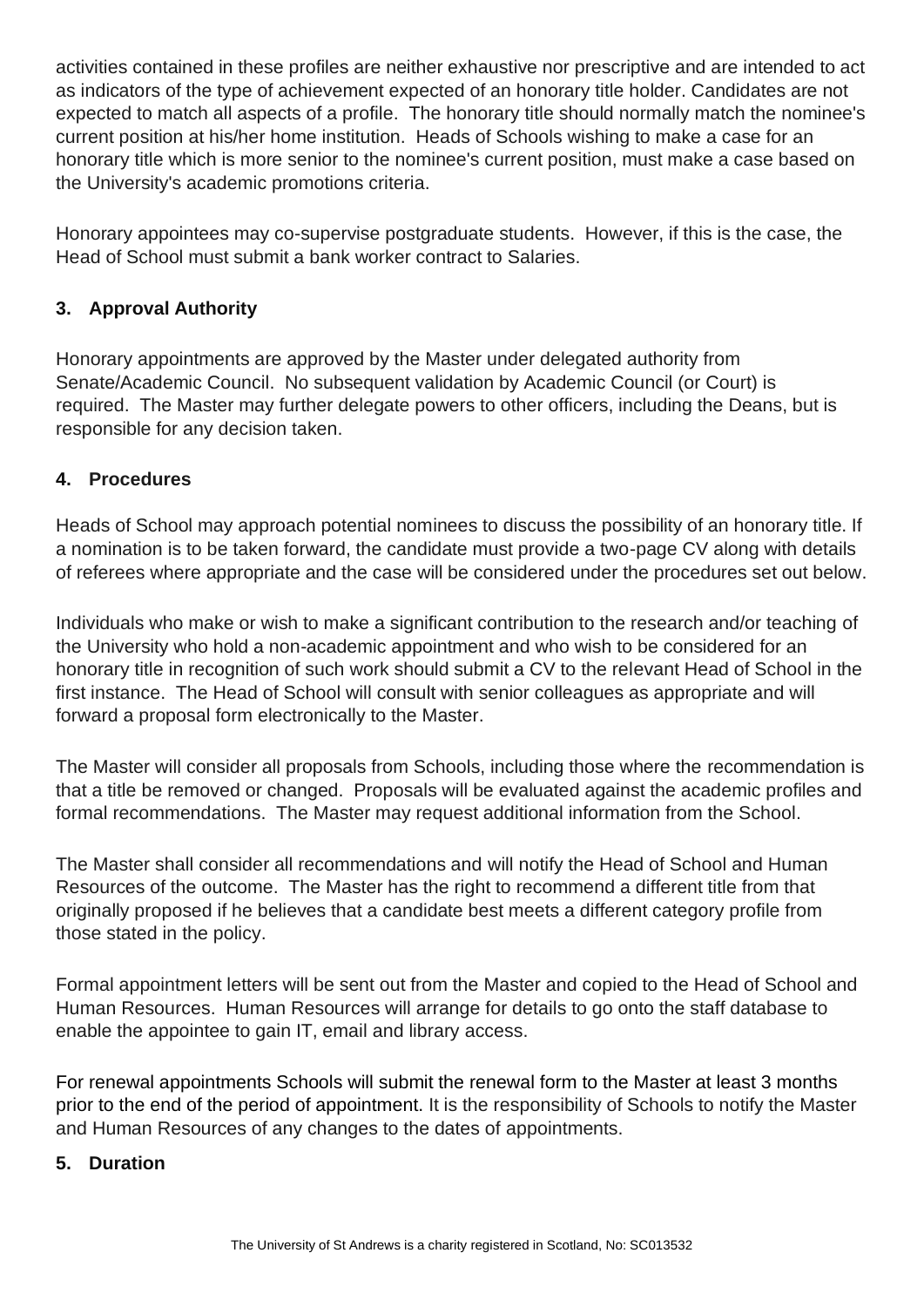activities contained in these profiles are neither exhaustive nor prescriptive and are intended to act as indicators of the type of achievement expected of an honorary title holder. Candidates are not expected to match all aspects of a profile. The honorary title should normally match the nominee's current position at his/her home institution. Heads of Schools wishing to make a case for an honorary title which is more senior to the nominee's current position, must make a case based on the University's academic promotions criteria.

Honorary appointees may co-supervise postgraduate students. However, if this is the case, the Head of School must submit a bank worker contract to Salaries.

## 3. Approval Authority

Honorary appointments are approved by the Master under delegated authority from Senate/Academic Council. No subsequent validation by Academic Council (or Court) is required. The Master may further delegate powers to other officers, including the Deans, but is responsible for any decision taken.

## 4. Procedures

Heads of School may approach potential nominees to discuss the possibility of an honorary title. If a nomination is to be taken forward, the candidate must provide a two-page CV along with details of referees where appropriate and the case will be considered under the procedures set out below.

Individuals who make or wish to make a significant contribution to the research and/or teaching of the University who hold a non-academic appointment and who wish to be considered for an honorary title in recognition of such work should submit a CV to the relevant Head of School in the first instance. The Head of School will consult with senior colleagues as appropriate and will forward a proposal form electronically to the Master.

The Master will consider all proposals from Schools, including those where the recommendation is that a title be removed or changed. Proposals will be evaluated against the academic profiles and formal recommendations. The Master may request additional information from the School.

The Master shall consider all recommendations and will notify the Head of School and Human Resources of the outcome. The Master has the right to recommend a different title from that originally proposed if he believes that a candidate best meets a different category profile from those stated in the policy.

Formal appointment letters will be sent out from the Master and copied to the Head of School and Human Resources. Human Resources will arrange for details to go onto the staff database to enable the appointee to gain IT, email and library access.

For renewal appointments Schools will submit the renewal form to the Master at least 3 months prior to the end of the period of appointment. It is the responsibility of Schools to notify the Master and Human Resources of any changes to the dates of appointments.

## 5. Duration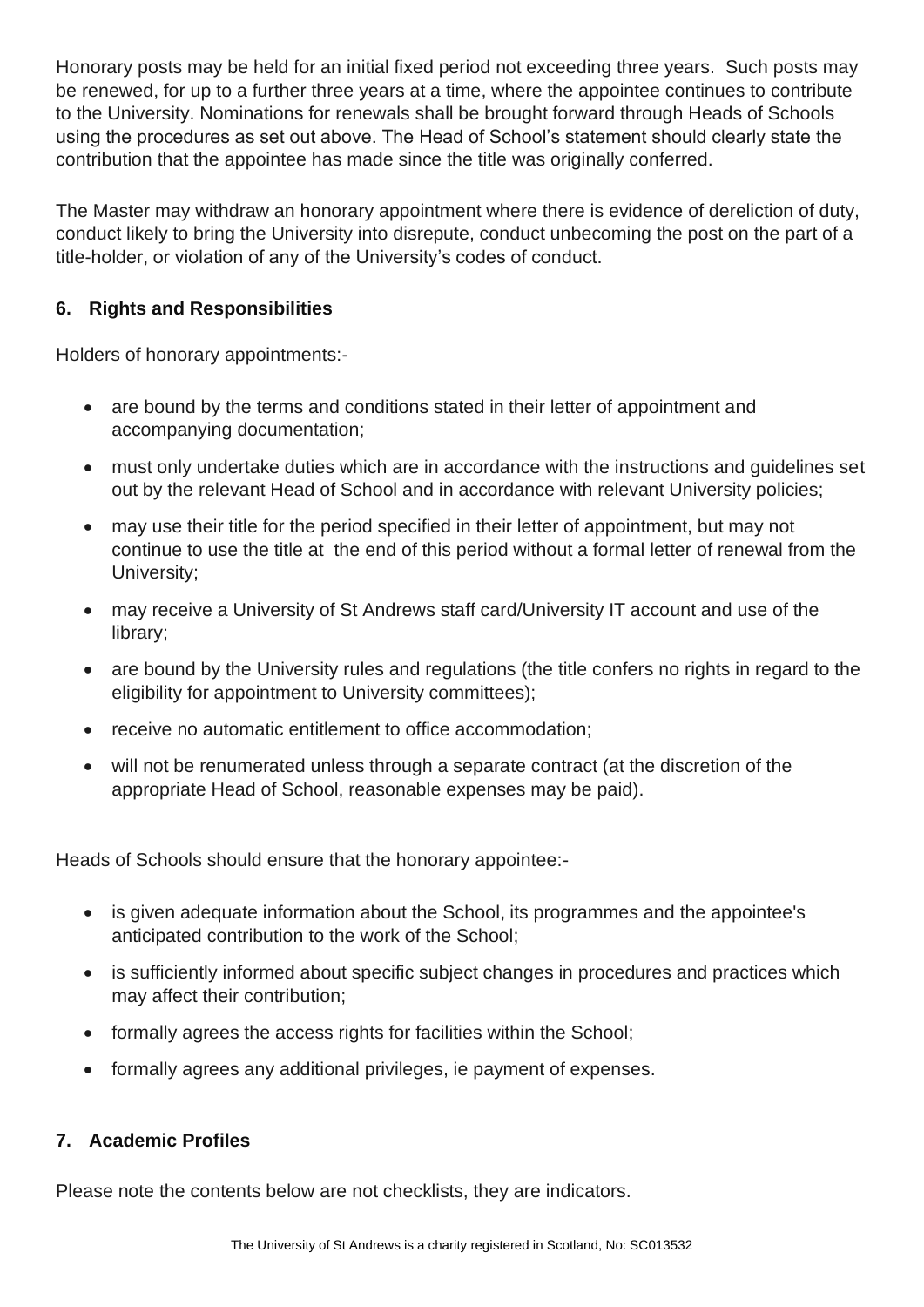Honorary posts may be held for an initial fixed period not exceeding three years. Such posts may be renewed, for up to a further three years at a time, where the appointee continues to contribute to the University. Nominations for renewals shall be brought forward through Heads of Schools using the procedures as set out above. The Head of School's statement should clearly state the contribution that the appointee has made since the title was originally conferred.

The Master may withdraw an honorary appointment where there is evidence of dereliction of duty, conduct likely to bring the University into disrepute, conduct unbecoming the post on the part of a title-holder, or violation of any of the University's codes of conduct.

## 6. Rights and Responsibilities

Holders of honorary appointments:-

- are bound by the terms and conditions stated in their letter of appointment and accompanying documentation;
- must only undertake duties which are in accordance with the instructions and guidelines set out by the relevant Head of School and in accordance with relevant University policies;
- may use their title for the period specified in their letter of appointment, but may not continue to use the title at the end of this period without a formal letter of renewal from the University;
- may receive a University of St Andrews staff card/University IT account and use of the library;
- are bound by the University rules and regulations (the title confers no rights in regard to the eligibility for appointment to University committees);
- receive no automatic entitlement to office accommodation;
- will not be renumerated unless through a separate contract (at the discretion of the appropriate Head of School, reasonable expenses may be paid).

Heads of Schools should ensure that the honorary appointee:-

- is given adequate information about the School, its programmes and the appointee's anticipated contribution to the work of the School;
- is sufficiently informed about specific subject changes in procedures and practices which may affect their contribution;
- formally agrees the access rights for facilities within the School;
- formally agrees any additional privileges, ie payment of expenses.

## 7. Academic Profiles

Please note the contents below are not checklists, they are indicators.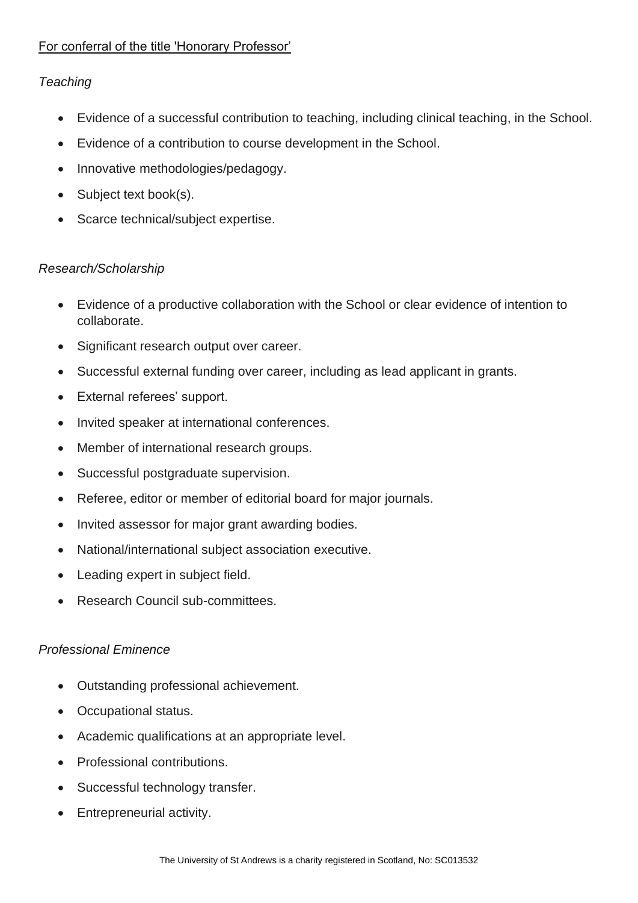<u>For conferral of the title 'Honorary Professor'</u>

*Teaching*

- Evidence of a successful contribution to teaching, including clinical teaching, in the School.
- Evidence of a contribution to course development in the School.
- Innovative methodologies/pedagogy.
- Subject text book(s).
- Scarce technical/subject expertise.

*Research/Scholarship*

- Evidence of a productive collaboration with the School or clear evidence of intention to collaborate.
- Significant research output over career.
- Successful external funding over career, including as lead applicant in grants.
- External referees' support.
- Invited speaker at international conferences.
- Member of international research groups.
- Successful postgraduate supervision.
- Referee, editor or member of editorial board for major journals.
- Invited assessor for major grant awarding bodies.
- National/international subject association executive.
- Leading expert in subject field.
- Research Council sub-committees.

*Professional Eminence*

- Outstanding professional achievement.
- Occupational status.
- Academic qualifications at an appropriate level.
- Professional contributions.
- Successful technology transfer.
- Entrepreneurial activity.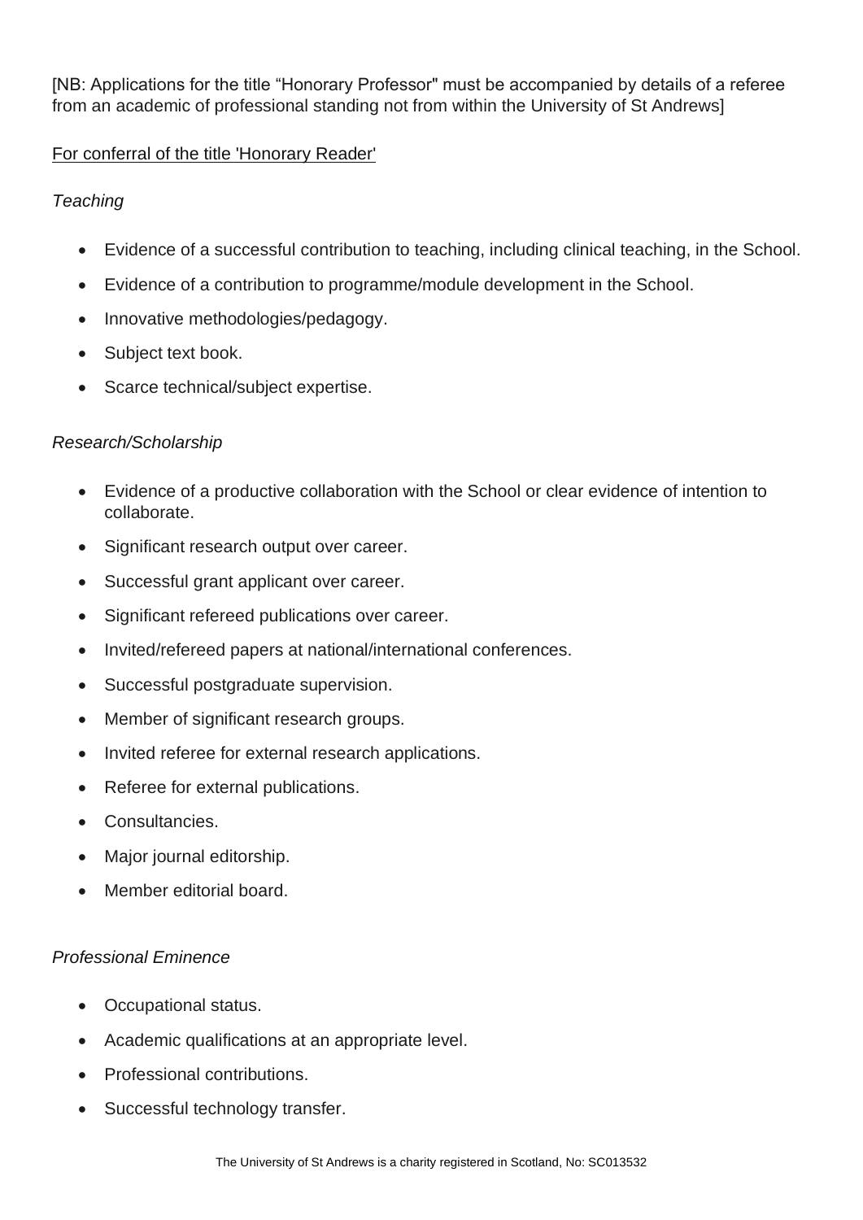[NB: Applications for the title “Honorary Professor" must be accompanied by details of a referee from an academic of professional standing not from within the University of St Andrews]

<u>For conferral of the title 'Honorary Reader'</u>

*Teaching*

- Evidence of a successful contribution to teaching, including clinical teaching, in the School.
- Evidence of a contribution to programme/module development in the School.
- Innovative methodologies/pedagogy.
- Subject text book.
- Scarce technical/subject expertise.

*Research/Scholarship*

- Evidence of a productive collaboration with the School or clear evidence of intention to collaborate.
- Significant research output over career.
- Successful grant applicant over career.
- Significant refereed publications over career.
- Invited/refereed papers at national/international conferences.
- Successful postgraduate supervision.
- Member of significant research groups.
- Invited referee for external research applications.
- Referee for external publications.
- Consultancies.
- Major journal editorship.
- Member editorial board.

*Professional Eminence*

- Occupational status.
- Academic qualifications at an appropriate level.
- Professional contributions.
- Successful technology transfer.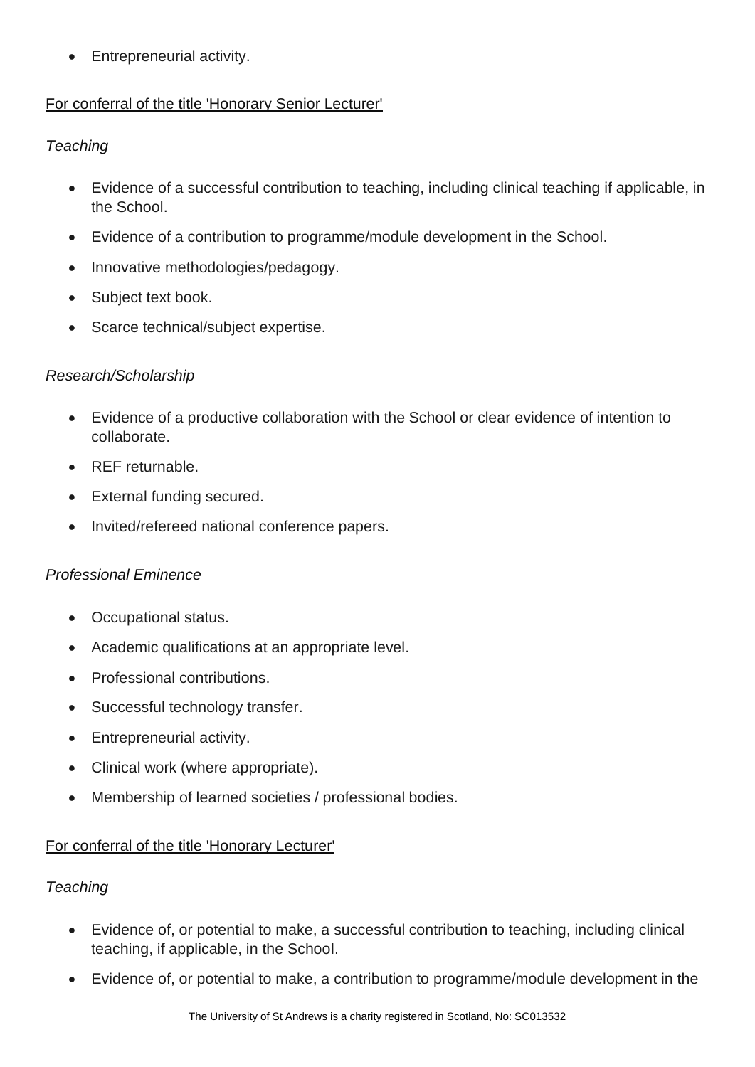- Entrepreneurial activity.

For conferral of the title 'Honorary Senior Lecturer'

*Teaching*

- Evidence of a successful contribution to teaching, including clinical teaching if applicable, in the School.
- Evidence of a contribution to programme/module development in the School.
- Innovative methodologies/pedagogy.
- Subject text book.
- Scarce technical/subject expertise.

*Research/Scholarship*

- Evidence of a productive collaboration with the School or clear evidence of intention to collaborate.
- REF returnable.
- External funding secured.
- Invited/refereed national conference papers.

*Professional Eminence*

- Occupational status.
- Academic qualifications at an appropriate level.
- Professional contributions.
- Successful technology transfer.
- Entrepreneurial activity.
- Clinical work (where appropriate).
- Membership of learned societies / professional bodies.

For conferral of the title 'Honorary Lecturer'

*Teaching*

- Evidence of, or potential to make, a successful contribution to teaching, including clinical teaching, if applicable, in the School.
- Evidence of, or potential to make, a contribution to programme/module development in the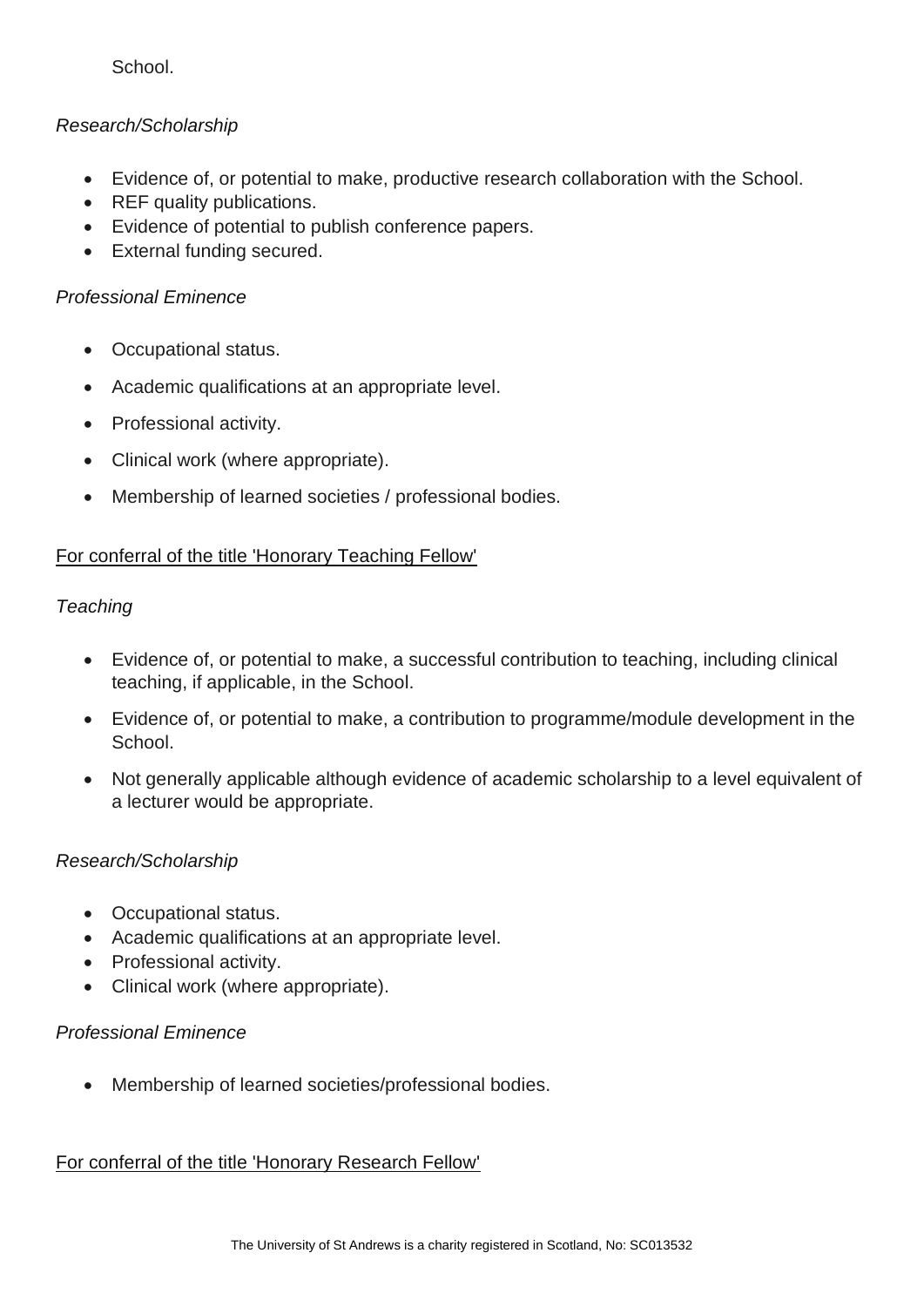School.

*Research/Scholarship*

- Evidence of, or potential to make, productive research collaboration with the School.
- REF quality publications.
- Evidence of potential to publish conference papers.
- External funding secured.

*Professional Eminence*

- Occupational status.
- Academic qualifications at an appropriate level.
- Professional activity.
- Clinical work (where appropriate).
- Membership of learned societies / professional bodies.

<u>For conferral of the title 'Honorary Teaching Fellow'</u>

*Teaching*

- Evidence of, or potential to make, a successful contribution to teaching, including clinical teaching, if applicable, in the School.
- Evidence of, or potential to make, a contribution to programme/module development in the School.
- Not generally applicable although evidence of academic scholarship to a level equivalent of a lecturer would be appropriate.

*Research/Scholarship*

- Occupational status.
- Academic qualifications at an appropriate level.
- Professional activity.
- Clinical work (where appropriate).

*Professional Eminence*

- Membership of learned societies/professional bodies.

<u>For conferral of the title 'Honorary Research Fellow'</u>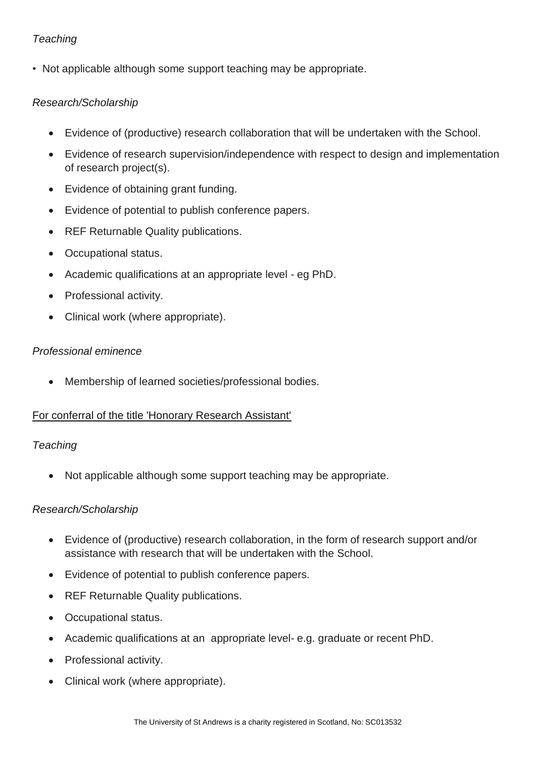*Teaching*

- Not applicable although some support teaching may be appropriate.

*Research/Scholarship*

- Evidence of (productive) research collaboration that will be undertaken with the School.
- Evidence of research supervision/independence with respect to design and implementation of research project(s).
- Evidence of obtaining grant funding.
- Evidence of potential to publish conference papers.
- REF Returnable Quality publications.
- Occupational status.
- Academic qualifications at an appropriate level - eg PhD.
- Professional activity.
- Clinical work (where appropriate).

*Professional eminence*

- Membership of learned societies/professional bodies.

<u>For conferral of the title 'Honorary Research Assistant'</u>

*Teaching*

- Not applicable although some support teaching may be appropriate.

*Research/Scholarship*

- Evidence of (productive) research collaboration, in the form of research support and/or assistance with research that will be undertaken with the School.
- Evidence of potential to publish conference papers.
- REF Returnable Quality publications.
- Occupational status.
- Academic qualifications at an appropriate level- e.g. graduate or recent PhD.
- Professional activity.
- Clinical work (where appropriate).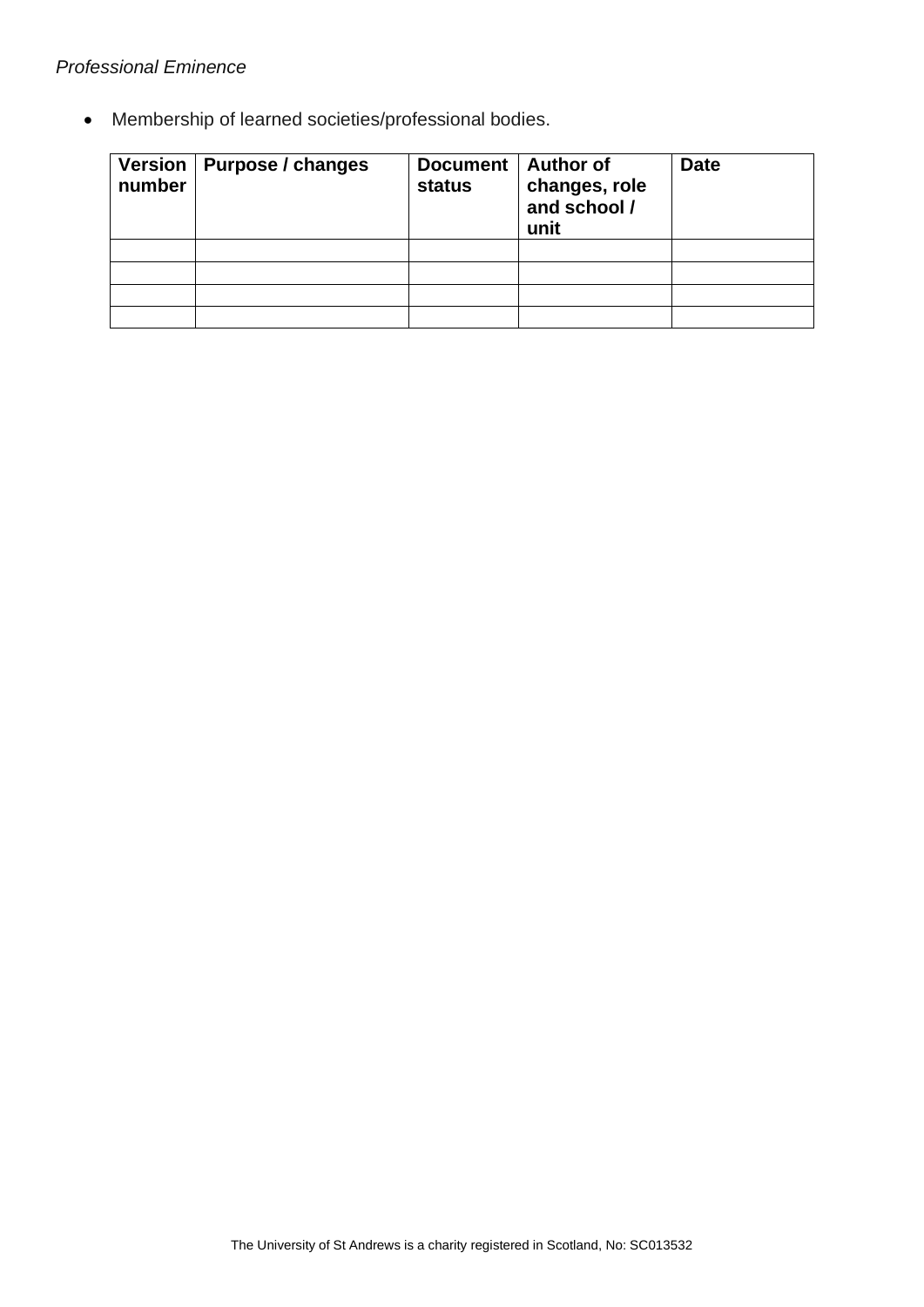*Professional Eminence*

- Membership of learned societies/professional bodies.

| Version number | Purpose / changes | Document status | Author of changes, role and school / unit | Date |
| --- | --- | --- | --- | --- |
| | | | | |
| | | | | |
| | | | | |
| | | | | |

The University of St Andrews is a charity registered in Scotland, No: SC013532